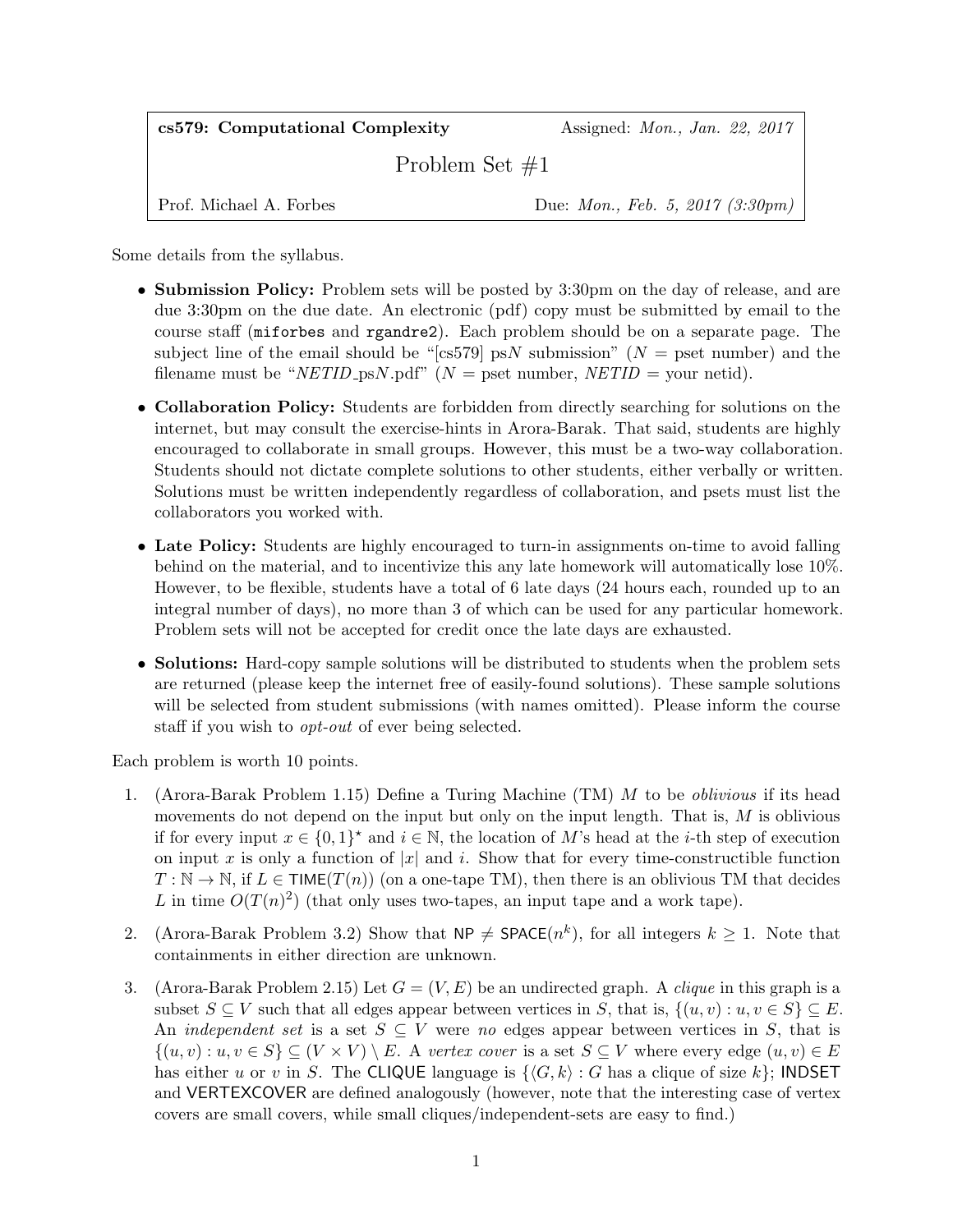| **cs579: Computational Complexity** | Assigned: *Mon., Jan. 22, 2017* |
|---|---|
| Problem Set #1 | |
| Prof. Michael A. Forbes | Due: *Mon., Feb. 5, 2017 (3:30pm)* |

Some details from the syllabus.

- **Submission Policy:** Problem sets will be posted by 3:30pm on the day of release, and are due 3:30pm on the due date. An electronic (pdf) copy must be submitted by email to the course staff (`miforbes` and `rgandre2`). Each problem should be on a separate page. The subject line of the email should be "[cs579] ps*N* submission" (*N* = pset number) and the filename must be "*NETID*_ps*N*.pdf" (*N* = pset number, *NETID* = your netid).
- **Collaboration Policy:** Students are forbidden from directly searching for solutions on the internet, but may consult the exercise-hints in Arora-Barak. That said, students are highly encouraged to collaborate in small groups. However, this must be a two-way collaboration. Students should not dictate complete solutions to other students, either verbally or written. Solutions must be written independently regardless of collaboration, and psets must list the collaborators you worked with.
- **Late Policy:** Students are highly encouraged to turn-in assignments on-time to avoid falling behind on the material, and to incentivize this any late homework will automatically lose 10%. However, to be flexible, students have a total of 6 late days (24 hours each, rounded up to an integral number of days), no more than 3 of which can be used for any particular homework. Problem sets will not be accepted for credit once the late days are exhausted.
- **Solutions:** Hard-copy sample solutions will be distributed to students when the problem sets are returned (please keep the internet free of easily-found solutions). These sample solutions will be selected from student submissions (with names omitted). Please inform the course staff if you wish to *opt-out* of ever being selected.

Each problem is worth 10 points.

1. (Arora-Barak Problem 1.15) Define a Turing Machine (TM) $M$ to be *oblivious* if its head movements do not depend on the input but only on the input length. That is, $M$ is oblivious if for every input $x \in \{0,1\}^\star$ and $i \in \mathbb{N}$, the location of $M$'s head at the $i$-th step of execution on input $x$ is only a function of $|x|$ and $i$. Show that for every time-constructible function $T : \mathbb{N} \to \mathbb{N}$, if $L \in \mathsf{TIME}(T(n))$ (on a one-tape TM), then there is an oblivious TM that decides $L$ in time $O(T(n)^2)$ (that only uses two-tapes, an input tape and a work tape).

2. (Arora-Barak Problem 3.2) Show that $\mathsf{NP} \neq \mathsf{SPACE}(n^k)$, for all integers $k \geq 1$. Note that containments in either direction are unknown.

3. (Arora-Barak Problem 2.15) Let $G = (V, E)$ be an undirected graph. A *clique* in this graph is a subset $S \subseteq V$ such that all edges appear between vertices in $S$, that is, $\{(u,v) : u, v \in S\} \subseteq E$. An *independent set* is a set $S \subseteq V$ were *no* edges appear between vertices in $S$, that is $\{(u,v) : u, v \in S\} \subseteq (V \times V) \setminus E$. A *vertex cover* is a set $S \subseteq V$ where every edge $(u,v) \in E$ has either $u$ or $v$ in $S$. The $\mathsf{CLIQUE}$ language is $\{\langle G, k\rangle : G \text{ has a clique of size } k\}$; $\mathsf{INDSET}$ and $\mathsf{VERTEXCOVER}$ are defined analogously (however, note that the interesting case of vertex covers are small covers, while small cliques/independent-sets are easy to find.)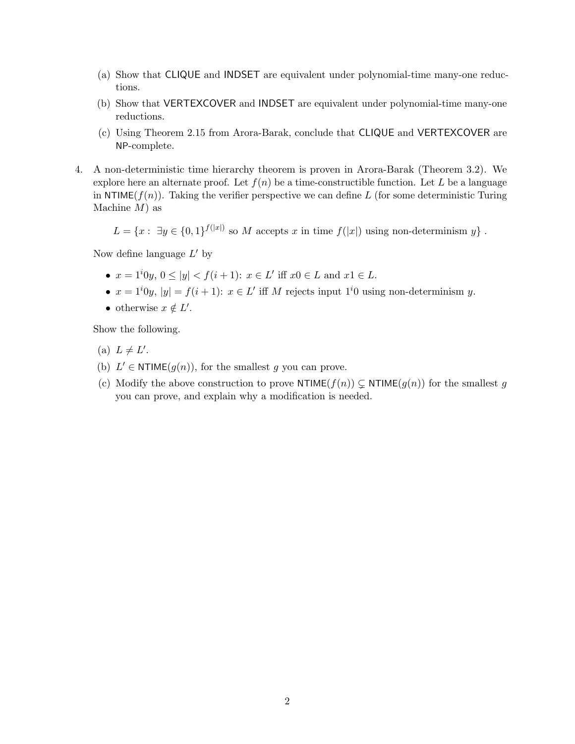(a) Show that CLIQUE and INDSET are equivalent under polynomial-time many-one reductions.

(b) Show that VERTEXCOVER and INDSET are equivalent under polynomial-time many-one reductions.

(c) Using Theorem 2.15 from Arora-Barak, conclude that CLIQUE and VERTEXCOVER are NP-complete.

4. A non-deterministic time hierarchy theorem is proven in Arora-Barak (Theorem 3.2). We explore here an alternate proof. Let $f(n)$ be a time-constructible function. Let $L$ be a language in $\mathsf{NTIME}(f(n))$. Taking the verifier perspective we can define $L$ (for some deterministic Turing Machine $M$) as

$$L = \{x : \exists y \in \{0,1\}^{f(|x|)} \text{ so } M \text{ accepts } x \text{ in time } f(|x|) \text{ using non-determinism } y\} .$$

Now define language $L'$ by

- $x = 1^i 0 y$, $0 \leq |y| < f(i+1)$: $x \in L'$ iff $x0 \in L$ and $x1 \in L$.
- $x = 1^i 0 y$, $|y| = f(i+1)$: $x \in L'$ iff $M$ rejects input $1^i 0$ using non-determinism $y$.
- otherwise $x \notin L'$.

Show the following.

(a) $L \neq L'$.

(b) $L' \in \mathsf{NTIME}(g(n))$, for the smallest $g$ you can prove.

(c) Modify the above construction to prove $\mathsf{NTIME}(f(n)) \subsetneq \mathsf{NTIME}(g(n))$ for the smallest $g$ you can prove, and explain why a modification is needed.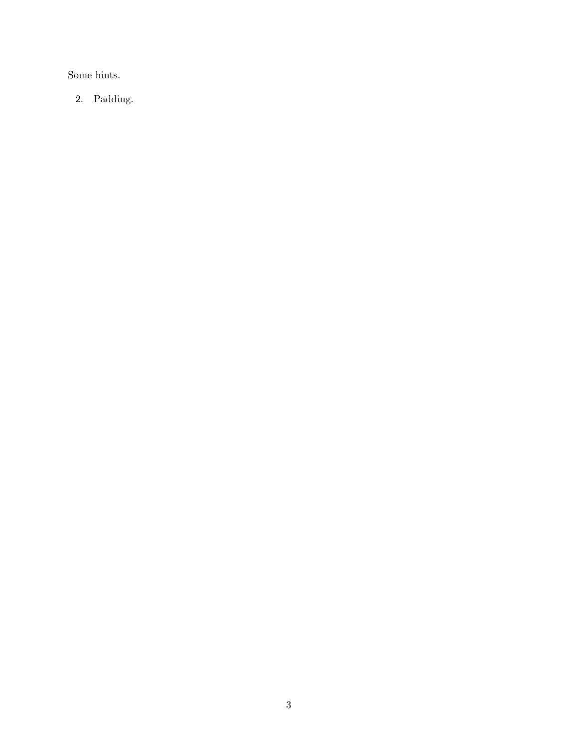Some hints.

2. Padding.